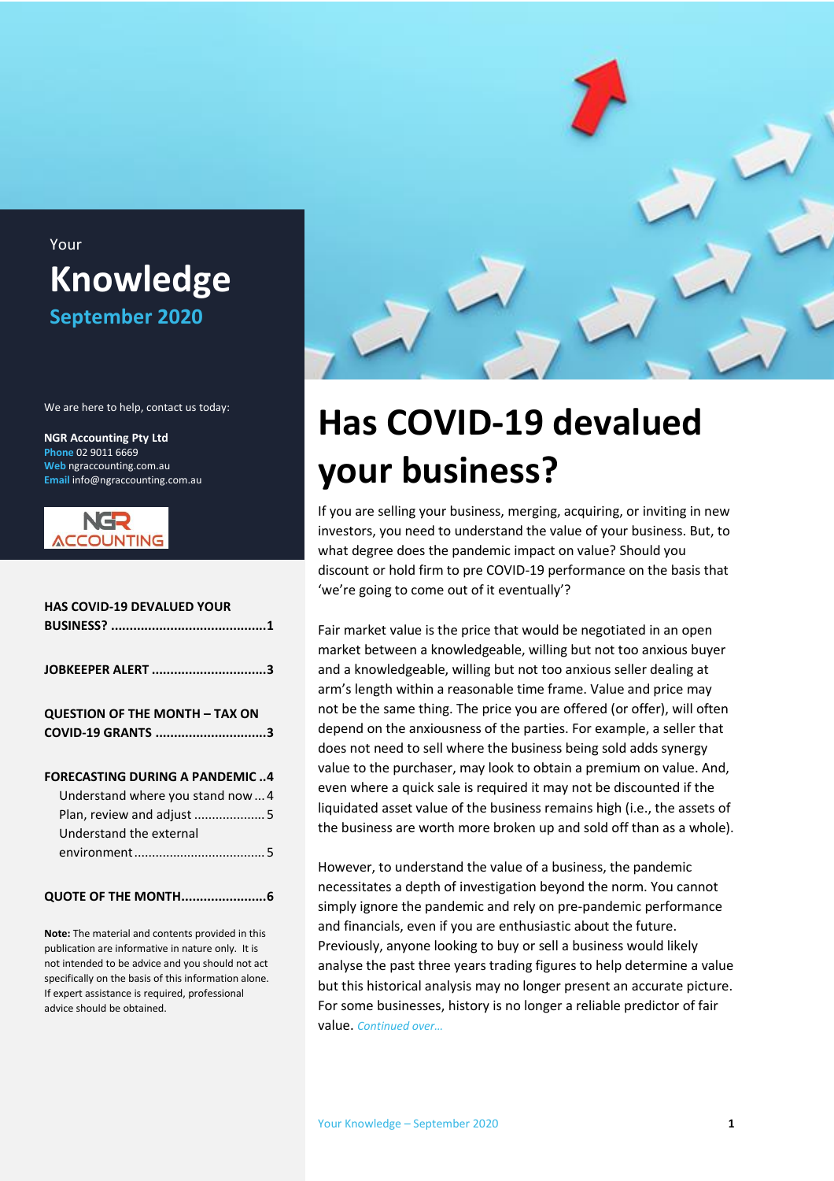Your

# Knowledge

**September 2020**

We are here to help, contact us today:

**NGR Accounting Pty Ltd**
**Phone** 02 9011 6669
**Web** ngraccounting.com.au
**Email** info@ngraccounting.com.au

**HAS COVID-19 DEVALUED YOUR BUSINESS? ......................................1**

**JOBKEEPER ALERT ..............................3**

**QUESTION OF THE MONTH – TAX ON COVID-19 GRANTS .............................3**

**FORECASTING DURING A PANDEMIC ..4**

- Understand where you stand now ... 4
- Plan, review and adjust .................... 5
- Understand the external environment .................................... 5

**QUOTE OF THE MONTH.......................6**

**Note:** The material and contents provided in this publication are informative in nature only. It is not intended to be advice and you should not act specifically on the basis of this information alone. If expert assistance is required, professional advice should be obtained.

# Has COVID-19 devalued your business?

If you are selling your business, merging, acquiring, or inviting in new investors, you need to understand the value of your business. But, to what degree does the pandemic impact on value? Should you discount or hold firm to pre COVID-19 performance on the basis that 'we're going to come out of it eventually'?

Fair market value is the price that would be negotiated in an open market between a knowledgeable, willing but not too anxious buyer and a knowledgeable, willing but not too anxious seller dealing at arm's length within a reasonable time frame. Value and price may not be the same thing. The price you are offered (or offer), will often depend on the anxiousness of the parties. For example, a seller that does not need to sell where the business being sold adds synergy value to the purchaser, may look to obtain a premium on value. And, even where a quick sale is required it may not be discounted if the liquidated asset value of the business remains high (i.e., the assets of the business are worth more broken up and sold off than as a whole).

However, to understand the value of a business, the pandemic necessitates a depth of investigation beyond the norm. You cannot simply ignore the pandemic and rely on pre-pandemic performance and financials, even if you are enthusiastic about the future. Previously, anyone looking to buy or sell a business would likely analyse the past three years trading figures to help determine a value but this historical analysis may no longer present an accurate picture. For some businesses, history is no longer a reliable predictor of fair value. *Continued over…*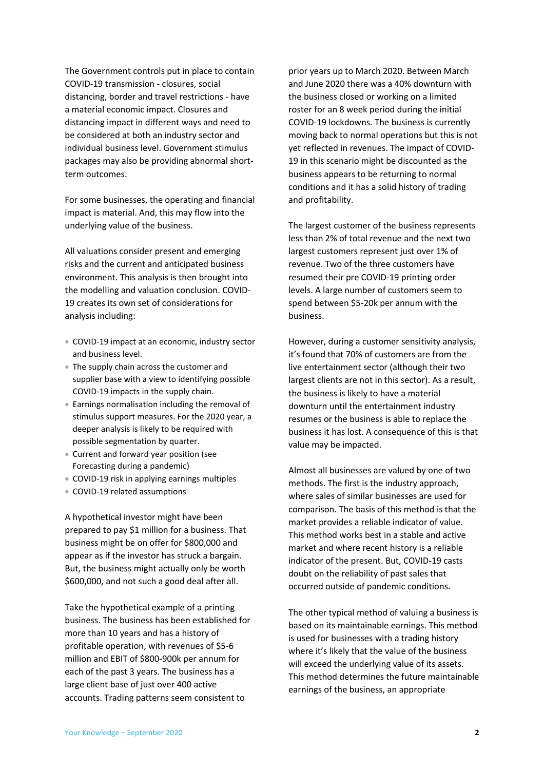The Government controls put in place to contain COVID-19 transmission - closures, social distancing, border and travel restrictions - have a material economic impact. Closures and distancing impact in different ways and need to be considered at both an industry sector and individual business level. Government stimulus packages may also be providing abnormal short-term outcomes.

For some businesses, the operating and financial impact is material. And, this may flow into the underlying value of the business.

All valuations consider present and emerging risks and the current and anticipated business environment. This analysis is then brought into the modelling and valuation conclusion. COVID-19 creates its own set of considerations for analysis including:

- COVID-19 impact at an economic, industry sector and business level.
- The supply chain across the customer and supplier base with a view to identifying possible COVID-19 impacts in the supply chain.
- Earnings normalisation including the removal of stimulus support measures. For the 2020 year, a deeper analysis is likely to be required with possible segmentation by quarter.
- Current and forward year position (see Forecasting during a pandemic)
- COVID-19 risk in applying earnings multiples
- COVID-19 related assumptions

A hypothetical investor might have been prepared to pay $1 million for a business. That business might be on offer for $800,000 and appear as if the investor has struck a bargain. But, the business might actually only be worth $600,000, and not such a good deal after all.

Take the hypothetical example of a printing business. The business has been established for more than 10 years and has a history of profitable operation, with revenues of $5-6 million and EBIT of $800-900k per annum for each of the past 3 years. The business has a large client base of just over 400 active accounts. Trading patterns seem consistent to prior years up to March 2020. Between March and June 2020 there was a 40% downturn with the business closed or working on a limited roster for an 8 week period during the initial COVID-19 lockdowns. The business is currently moving back to normal operations but this is not yet reflected in revenues. The impact of COVID-19 in this scenario might be discounted as the business appears to be returning to normal conditions and it has a solid history of trading and profitability.

The largest customer of the business represents less than 2% of total revenue and the next two largest customers represent just over 1% of revenue. Two of the three customers have resumed their pre COVID-19 printing order levels. A large number of customers seem to spend between $5-20k per annum with the business.

However, during a customer sensitivity analysis, it's found that 70% of customers are from the live entertainment sector (although their two largest clients are not in this sector). As a result, the business is likely to have a material downturn until the entertainment industry resumes or the business is able to replace the business it has lost. A consequence of this is that value may be impacted.

Almost all businesses are valued by one of two methods. The first is the industry approach, where sales of similar businesses are used for comparison. The basis of this method is that the market provides a reliable indicator of value. This method works best in a stable and active market and where recent history is a reliable indicator of the present. But, COVID-19 casts doubt on the reliability of past sales that occurred outside of pandemic conditions.

The other typical method of valuing a business is based on its maintainable earnings. This method is used for businesses with a trading history where it's likely that the value of the business will exceed the underlying value of its assets. This method determines the future maintainable earnings of the business, an appropriate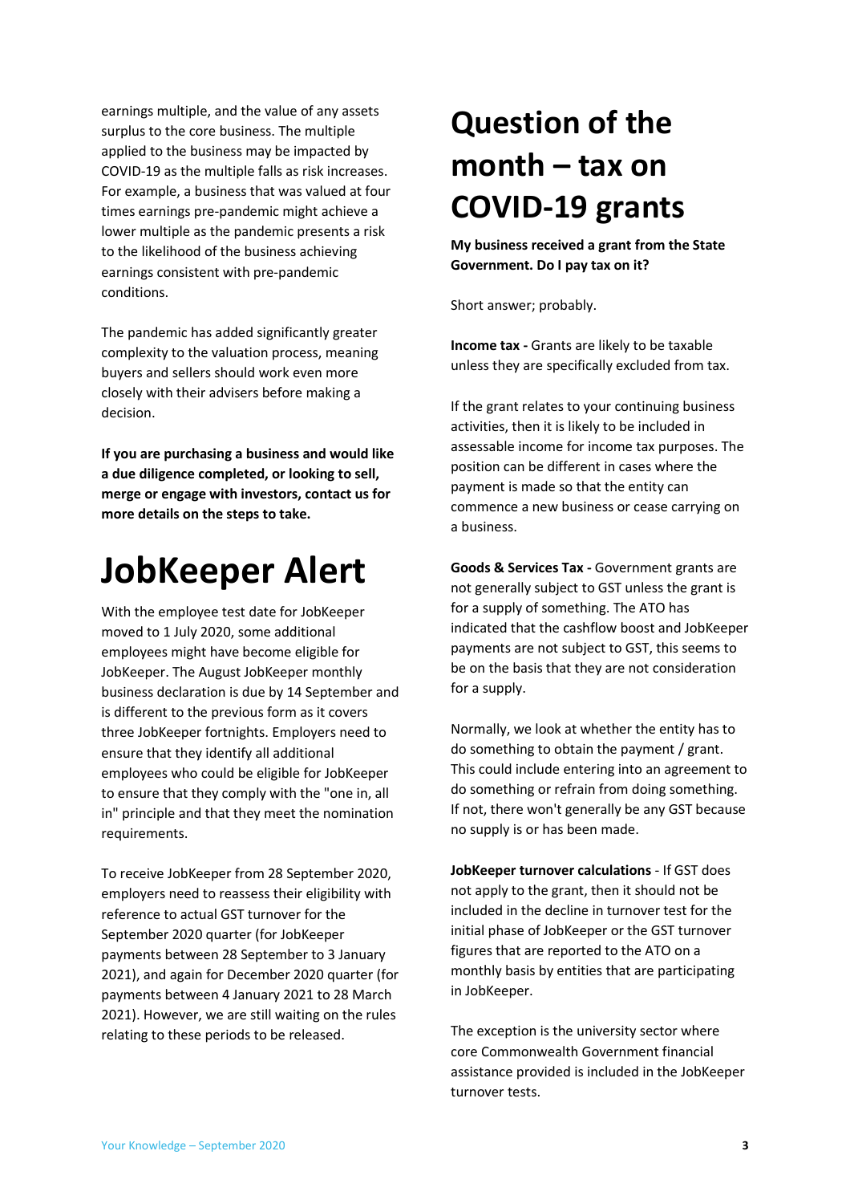earnings multiple, and the value of any assets surplus to the core business. The multiple applied to the business may be impacted by COVID-19 as the multiple falls as risk increases. For example, a business that was valued at four times earnings pre-pandemic might achieve a lower multiple as the pandemic presents a risk to the likelihood of the business achieving earnings consistent with pre-pandemic conditions.

The pandemic has added significantly greater complexity to the valuation process, meaning buyers and sellers should work even more closely with their advisers before making a decision.

**If you are purchasing a business and would like a due diligence completed, or looking to sell, merge or engage with investors, contact us for more details on the steps to take.**

# JobKeeper Alert

With the employee test date for JobKeeper moved to 1 July 2020, some additional employees might have become eligible for JobKeeper. The August JobKeeper monthly business declaration is due by 14 September and is different to the previous form as it covers three JobKeeper fortnights. Employers need to ensure that they identify all additional employees who could be eligible for JobKeeper to ensure that they comply with the "one in, all in" principle and that they meet the nomination requirements.

To receive JobKeeper from 28 September 2020, employers need to reassess their eligibility with reference to actual GST turnover for the September 2020 quarter (for JobKeeper payments between 28 September to 3 January 2021), and again for December 2020 quarter (for payments between 4 January 2021 to 28 March 2021). However, we are still waiting on the rules relating to these periods to be released.

# Question of the month – tax on COVID-19 grants

**My business received a grant from the State Government. Do I pay tax on it?**

Short answer; probably.

**Income tax -** Grants are likely to be taxable unless they are specifically excluded from tax.

If the grant relates to your continuing business activities, then it is likely to be included in assessable income for income tax purposes. The position can be different in cases where the payment is made so that the entity can commence a new business or cease carrying on a business.

**Goods & Services Tax -** Government grants are not generally subject to GST unless the grant is for a supply of something. The ATO has indicated that the cashflow boost and JobKeeper payments are not subject to GST, this seems to be on the basis that they are not consideration for a supply.

Normally, we look at whether the entity has to do something to obtain the payment / grant. This could include entering into an agreement to do something or refrain from doing something. If not, there won't generally be any GST because no supply is or has been made.

**JobKeeper turnover calculations** - If GST does not apply to the grant, then it should not be included in the decline in turnover test for the initial phase of JobKeeper or the GST turnover figures that are reported to the ATO on a monthly basis by entities that are participating in JobKeeper.

The exception is the university sector where core Commonwealth Government financial assistance provided is included in the JobKeeper turnover tests.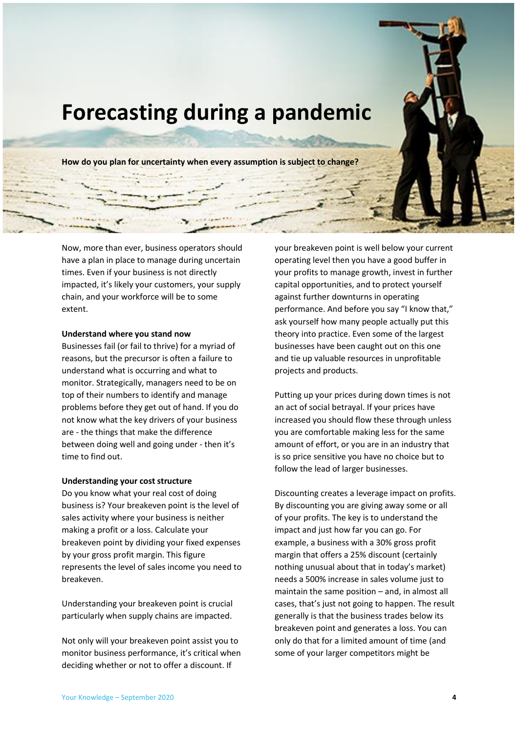# Forecasting during a pandemic

**How do you plan for uncertainty when every assumption is subject to change?**

Now, more than ever, business operators should have a plan in place to manage during uncertain times. Even if your business is not directly impacted, it's likely your customers, your supply chain, and your workforce will be to some extent.

**Understand where you stand now**

Businesses fail (or fail to thrive) for a myriad of reasons, but the precursor is often a failure to understand what is occurring and what to monitor. Strategically, managers need to be on top of their numbers to identify and manage problems before they get out of hand. If you do not know what the key drivers of your business are - the things that make the difference between doing well and going under - then it's time to find out.

**Understanding your cost structure**

Do you know what your real cost of doing business is? Your breakeven point is the level of sales activity where your business is neither making a profit or a loss. Calculate your breakeven point by dividing your fixed expenses by your gross profit margin. This figure represents the level of sales income you need to breakeven.

Understanding your breakeven point is crucial particularly when supply chains are impacted.

Not only will your breakeven point assist you to monitor business performance, it's critical when deciding whether or not to offer a discount. If your breakeven point is well below your current operating level then you have a good buffer in your profits to manage growth, invest in further capital opportunities, and to protect yourself against further downturns in operating performance. And before you say "I know that," ask yourself how many people actually put this theory into practice. Even some of the largest businesses have been caught out on this one and tie up valuable resources in unprofitable projects and products.

Putting up your prices during down times is not an act of social betrayal. If your prices have increased you should flow these through unless you are comfortable making less for the same amount of effort, or you are in an industry that is so price sensitive you have no choice but to follow the lead of larger businesses.

Discounting creates a leverage impact on profits. By discounting you are giving away some or all of your profits. The key is to understand the impact and just how far you can go. For example, a business with a 30% gross profit margin that offers a 25% discount (certainly nothing unusual about that in today's market) needs a 500% increase in sales volume just to maintain the same position – and, in almost all cases, that's just not going to happen. The result generally is that the business trades below its breakeven point and generates a loss. You can only do that for a limited amount of time (and some of your larger competitors might be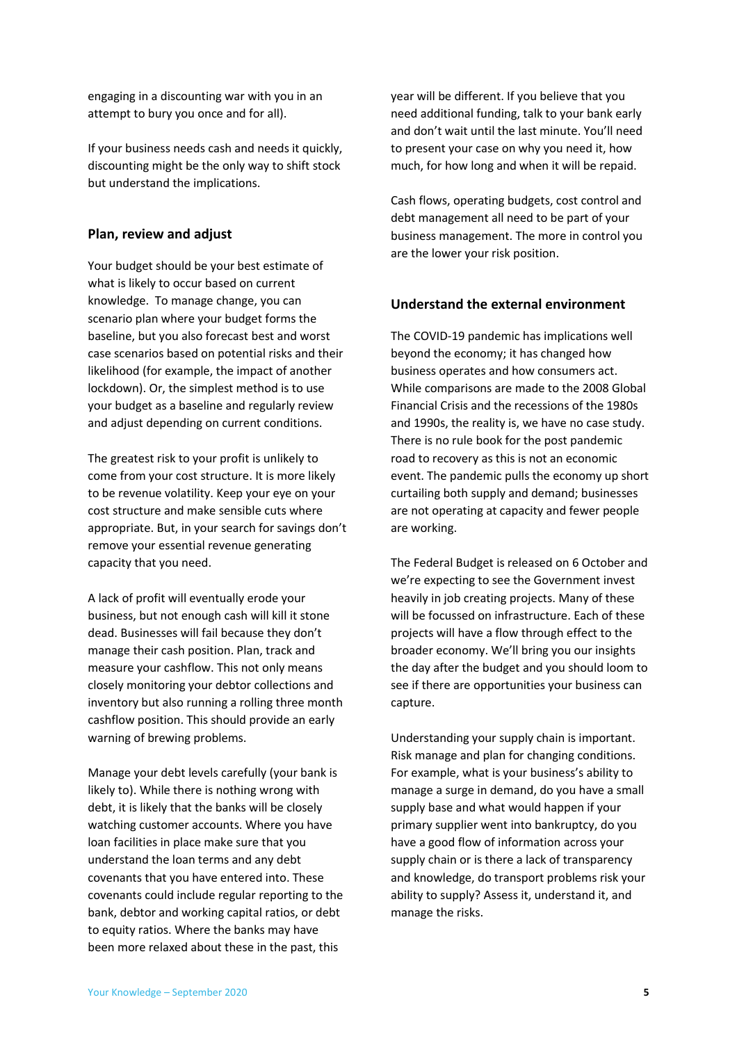engaging in a discounting war with you in an attempt to bury you once and for all).

If your business needs cash and needs it quickly, discounting might be the only way to shift stock but understand the implications.

## Plan, review and adjust

Your budget should be your best estimate of what is likely to occur based on current knowledge. To manage change, you can scenario plan where your budget forms the baseline, but you also forecast best and worst case scenarios based on potential risks and their likelihood (for example, the impact of another lockdown). Or, the simplest method is to use your budget as a baseline and regularly review and adjust depending on current conditions.

The greatest risk to your profit is unlikely to come from your cost structure. It is more likely to be revenue volatility. Keep your eye on your cost structure and make sensible cuts where appropriate. But, in your search for savings don't remove your essential revenue generating capacity that you need.

A lack of profit will eventually erode your business, but not enough cash will kill it stone dead. Businesses will fail because they don't manage their cash position. Plan, track and measure your cashflow. This not only means closely monitoring your debtor collections and inventory but also running a rolling three month cashflow position. This should provide an early warning of brewing problems.

Manage your debt levels carefully (your bank is likely to). While there is nothing wrong with debt, it is likely that the banks will be closely watching customer accounts. Where you have loan facilities in place make sure that you understand the loan terms and any debt covenants that you have entered into. These covenants could include regular reporting to the bank, debtor and working capital ratios, or debt to equity ratios. Where the banks may have been more relaxed about these in the past, this year will be different. If you believe that you need additional funding, talk to your bank early and don't wait until the last minute. You'll need to present your case on why you need it, how much, for how long and when it will be repaid.

Cash flows, operating budgets, cost control and debt management all need to be part of your business management. The more in control you are the lower your risk position.

## Understand the external environment

The COVID-19 pandemic has implications well beyond the economy; it has changed how business operates and how consumers act. While comparisons are made to the 2008 Global Financial Crisis and the recessions of the 1980s and 1990s, the reality is, we have no case study. There is no rule book for the post pandemic road to recovery as this is not an economic event. The pandemic pulls the economy up short curtailing both supply and demand; businesses are not operating at capacity and fewer people are working.

The Federal Budget is released on 6 October and we're expecting to see the Government invest heavily in job creating projects. Many of these will be focussed on infrastructure. Each of these projects will have a flow through effect to the broader economy. We'll bring you our insights the day after the budget and you should loom to see if there are opportunities your business can capture.

Understanding your supply chain is important. Risk manage and plan for changing conditions. For example, what is your business's ability to manage a surge in demand, do you have a small supply base and what would happen if your primary supplier went into bankruptcy, do you have a good flow of information across your supply chain or is there a lack of transparency and knowledge, do transport problems risk your ability to supply? Assess it, understand it, and manage the risks.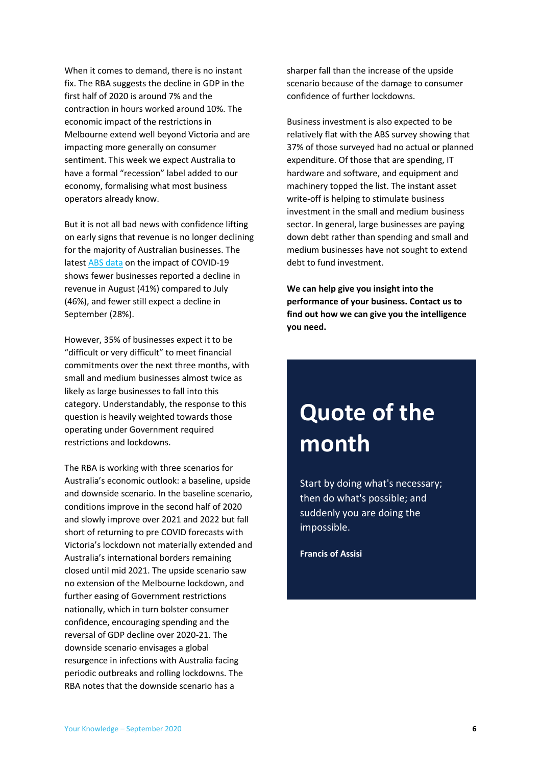When it comes to demand, there is no instant fix. The RBA suggests the decline in GDP in the first half of 2020 is around 7% and the contraction in hours worked around 10%. The economic impact of the restrictions in Melbourne extend well beyond Victoria and are impacting more generally on consumer sentiment. This week we expect Australia to have a formal "recession" label added to our economy, formalising what most business operators already know.

But it is not all bad news with confidence lifting on early signs that revenue is no longer declining for the majority of Australian businesses. The latest ABS data on the impact of COVID-19 shows fewer businesses reported a decline in revenue in August (41%) compared to July (46%), and fewer still expect a decline in September (28%).

However, 35% of businesses expect it to be "difficult or very difficult" to meet financial commitments over the next three months, with small and medium businesses almost twice as likely as large businesses to fall into this category. Understandably, the response to this question is heavily weighted towards those operating under Government required restrictions and lockdowns.

The RBA is working with three scenarios for Australia's economic outlook: a baseline, upside and downside scenario. In the baseline scenario, conditions improve in the second half of 2020 and slowly improve over 2021 and 2022 but fall short of returning to pre COVID forecasts with Victoria's lockdown not materially extended and Australia's international borders remaining closed until mid 2021. The upside scenario saw no extension of the Melbourne lockdown, and further easing of Government restrictions nationally, which in turn bolster consumer confidence, encouraging spending and the reversal of GDP decline over 2020-21. The downside scenario envisages a global resurgence in infections with Australia facing periodic outbreaks and rolling lockdowns. The RBA notes that the downside scenario has a sharper fall than the increase of the upside scenario because of the damage to consumer confidence of further lockdowns.

Business investment is also expected to be relatively flat with the ABS survey showing that 37% of those surveyed had no actual or planned expenditure. Of those that are spending, IT hardware and software, and equipment and machinery topped the list. The instant asset write-off is helping to stimulate business investment in the small and medium business sector. In general, large businesses are paying down debt rather than spending and small and medium businesses have not sought to extend debt to fund investment.

**We can help give you insight into the performance of your business. Contact us to find out how we can give you the intelligence you need.**

# Quote of the month

Start by doing what's necessary; then do what's possible; and suddenly you are doing the impossible.

**Francis of Assisi**